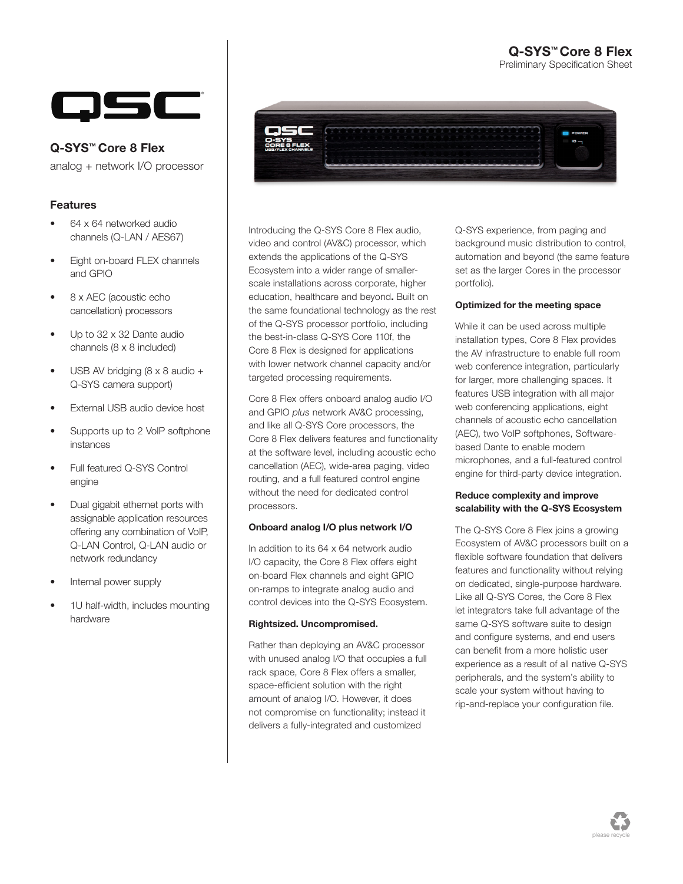# Q-SYS™ Core 8 Flex

Preliminary Specification Sheet

## Q-SYS™ Core 8 Flex

analog + network I/O processor

### Features

- 64 x 64 networked audio channels (Q-LAN / AES67)
- Eight on-board FLEX channels and GPIO
- 8 x AEC (acoustic echo cancellation) processors
- Up to 32 x 32 Dante audio channels (8 x 8 included)
- USB AV bridging (8 x 8 audio + Q-SYS camera support)
- External USB audio device host
- Supports up to 2 VoIP softphone instances
- Full featured Q-SYS Control engine
- Dual gigabit ethernet ports with assignable application resources offering any combination of VoIP, Q-LAN Control, Q-LAN audio or network redundancy
- Internal power supply
- 1U half-width, includes mounting hardware

Introducing the Q-SYS Core 8 Flex audio, video and control (AV&C) processor, which extends the applications of the Q-SYS Ecosystem into a wider range of smaller-scale installations across corporate, higher education, healthcare and beyond**.** Built on the same foundational technology as the rest of the Q-SYS processor portfolio, including the best-in-class Q-SYS Core 110f, the Core 8 Flex is designed for applications with lower network channel capacity and/or targeted processing requirements.

Core 8 Flex offers onboard analog audio I/O and GPIO *plus* network AV&C processing, and like all Q-SYS Core processors, the Core 8 Flex delivers features and functionality at the software level, including acoustic echo cancellation (AEC), wide-area paging, video routing, and a full featured control engine without the need for dedicated control processors.

**Onboard analog I/O plus network I/O**

In addition to its 64 x 64 network audio I/O capacity, the Core 8 Flex offers eight on-board Flex channels and eight GPIO on-ramps to integrate analog audio and control devices into the Q-SYS Ecosystem.

**Rightsized. Uncompromised.**

Rather than deploying an AV&C processor with unused analog I/O that occupies a full rack space, Core 8 Flex offers a smaller, space-efficient solution with the right amount of analog I/O. However, it does not compromise on functionality; instead it delivers a fully-integrated and customized Q-SYS experience, from paging and background music distribution to control, automation and beyond (the same feature set as the larger Cores in the processor portfolio).

**Optimized for the meeting space**

While it can be used across multiple installation types, Core 8 Flex provides the AV infrastructure to enable full room web conference integration, particularly for larger, more challenging spaces. It features USB integration with all major web conferencing applications, eight channels of acoustic echo cancellation (AEC), two VoIP softphones, Software-based Dante to enable modern microphones, and a full-featured control engine for third-party device integration.

**Reduce complexity and improve scalability with the Q-SYS Ecosystem**

The Q-SYS Core 8 Flex joins a growing Ecosystem of AV&C processors built on a flexible software foundation that delivers features and functionality without relying on dedicated, single-purpose hardware. Like all Q-SYS Cores, the Core 8 Flex let integrators take full advantage of the same Q-SYS software suite to design and configure systems, and end users can benefit from a more holistic user experience as a result of all native Q-SYS peripherals, and the system's ability to scale your system without having to rip-and-replace your configuration file.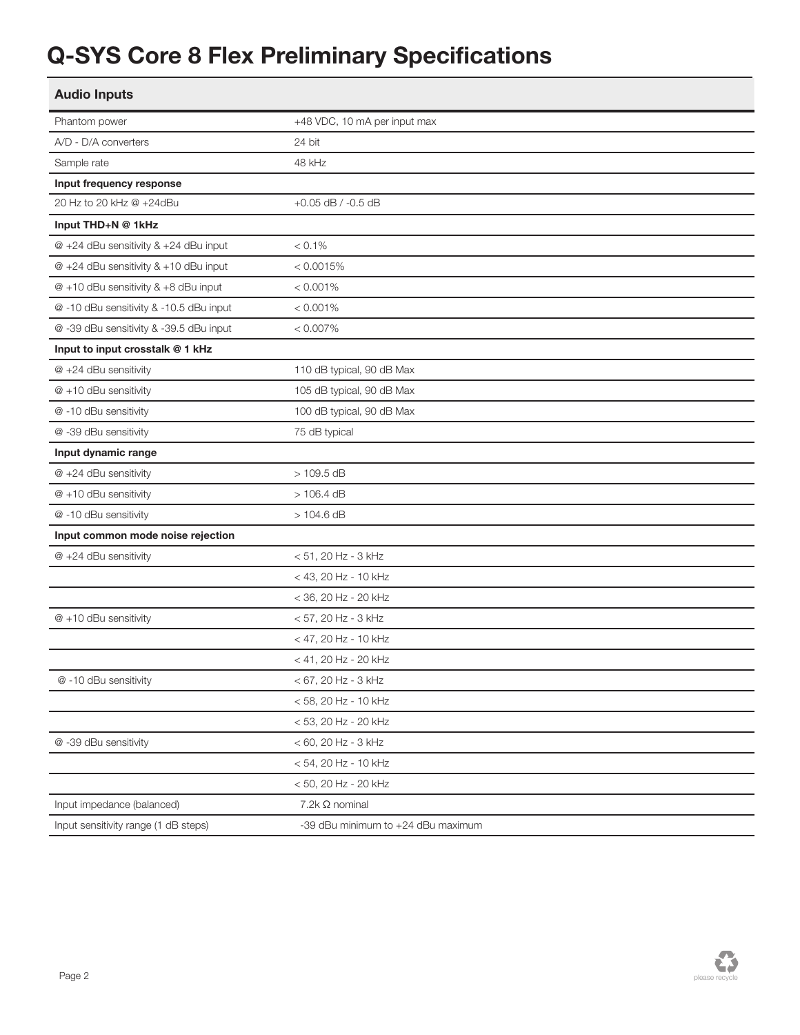# Q-SYS Core 8 Flex Preliminary Specifications

| Audio Inputs | |
|---|---|
| Phantom power | +48 VDC, 10 mA per input max |
| A/D - D/A converters | 24 bit |
| Sample rate | 48 kHz |
| **Input frequency response** | |
| 20 Hz to 20 kHz @ +24dBu | +0.05 dB / -0.5 dB |
| **Input THD+N @ 1kHz** | |
| @ +24 dBu sensitivity & +24 dBu input | < 0.1% |
| @ +24 dBu sensitivity & +10 dBu input | < 0.0015% |
| @ +10 dBu sensitivity & +8 dBu input | < 0.001% |
| @ -10 dBu sensitivity & -10.5 dBu input | < 0.001% |
| @ -39 dBu sensitivity & -39.5 dBu input | < 0.007% |
| **Input to input crosstalk @ 1 kHz** | |
| @ +24 dBu sensitivity | 110 dB typical, 90 dB Max |
| @ +10 dBu sensitivity | 105 dB typical, 90 dB Max |
| @ -10 dBu sensitivity | 100 dB typical, 90 dB Max |
| @ -39 dBu sensitivity | 75 dB typical |
| **Input dynamic range** | |
| @ +24 dBu sensitivity | > 109.5 dB |
| @ +10 dBu sensitivity | > 106.4 dB |
| @ -10 dBu sensitivity | > 104.6 dB |
| **Input common mode noise rejection** | |
| @ +24 dBu sensitivity | < 51, 20 Hz - 3 kHz |
| | < 43, 20 Hz - 10 kHz |
| | < 36, 20 Hz - 20 kHz |
| @ +10 dBu sensitivity | < 57, 20 Hz - 3 kHz |
| | < 47, 20 Hz - 10 kHz |
| | < 41, 20 Hz - 20 kHz |
| @ -10 dBu sensitivity | < 67, 20 Hz - 3 kHz |
| | < 58, 20 Hz - 10 kHz |
| | < 53, 20 Hz - 20 kHz |
| @ -39 dBu sensitivity | < 60, 20 Hz - 3 kHz |
| | < 54, 20 Hz - 10 kHz |
| | < 50, 20 Hz - 20 kHz |
| Input impedance (balanced) | 7.2k Ω nominal |
| Input sensitivity range (1 dB steps) | -39 dBu minimum to +24 dBu maximum |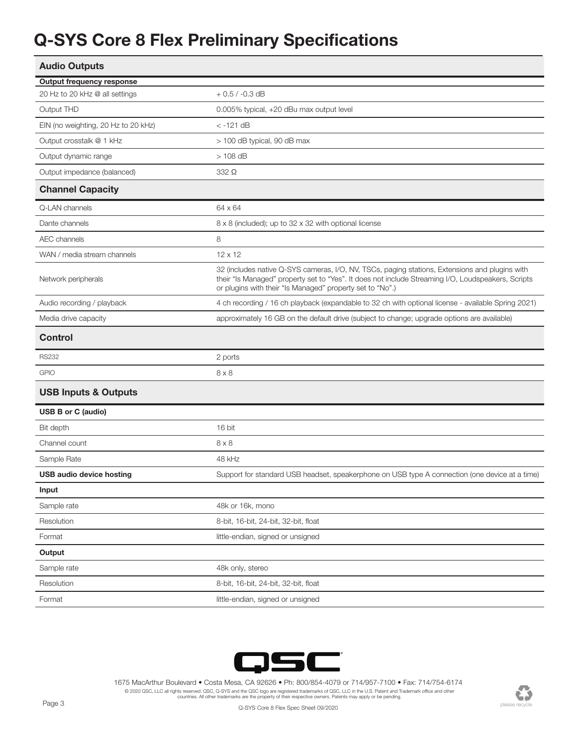# Q-SYS Core 8 Flex Preliminary Specifications

## Audio Outputs

| **Output frequency response** | |
|---|---|
| 20 Hz to 20 kHz @ all settings | + 0.5 / -0.3 dB |
| Output THD | 0.005% typical, +20 dBu max output level |
| EIN (no weighting, 20 Hz to 20 kHz) | < -121 dB |
| Output crosstalk @ 1 kHz | > 100 dB typical, 90 dB max |
| Output dynamic range | > 108 dB |
| Output impedance (balanced) | 332 Ω |

## Channel Capacity

| | |
|---|---|
| Q-LAN channels | 64 x 64 |
| Dante channels | 8 x 8 (included); up to 32 x 32 with optional license |
| AEC channels | 8 |
| WAN / media stream channels | 12 x 12 |
| Network peripherals | 32 (includes native Q-SYS cameras, I/O, NV, TSCs, paging stations, Extensions and plugins with their "Is Managed" property set to "Yes". It does not include Streaming I/O, Loudspeakers, Scripts or plugins with their "Is Managed" property set to "No".) |
| Audio recording / playback | 4 ch recording / 16 ch playback (expandable to 32 ch with optional license - available Spring 2021) |
| Media drive capacity | approximately 16 GB on the default drive (subject to change; upgrade options are available) |

## Control

| | |
|---|---|
| RS232 | 2 ports |
| GPIO | 8 x 8 |

## USB Inputs & Outputs

| **USB B or C (audio)** | |
|---|---|
| Bit depth | 16 bit |
| Channel count | 8 x 8 |
| Sample Rate | 48 kHz |
| **USB audio device hosting** | Support for standard USB headset, speakerphone on USB type A connection (one device at a time) |
| **Input** | |
| Sample rate | 48k or 16k, mono |
| Resolution | 8-bit, 16-bit, 24-bit, 32-bit, float |
| Format | little-endian, signed or unsigned |
| **Output** | |
| Sample rate | 48k only, stereo |
| Resolution | 8-bit, 16-bit, 24-bit, 32-bit, float |
| Format | little-endian, signed or unsigned |

1675 MacArthur Boulevard • Costa Mesa, CA 92626 • Ph: 800/854-4079 or 714/957-7100 • Fax: 714/754-6174

© 2020 QSC, LLC all rights reserved. QSC, Q-SYS and the QSC logo are registered trademarks of QSC, LLC in the U.S. Patent and Trademark office and other countries. All other trademarks are the property of their respective owners. Patents may apply or be pending.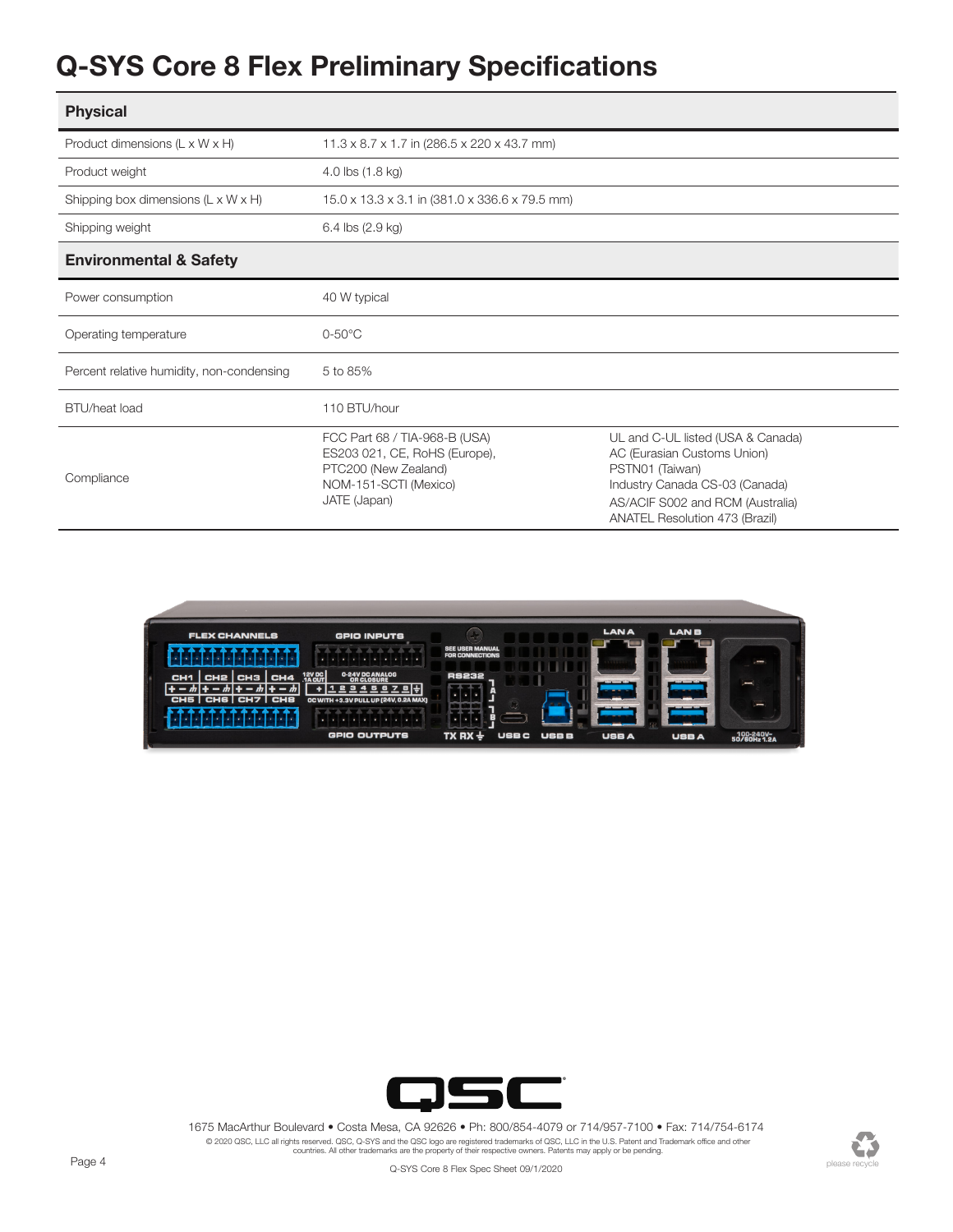# Q-SYS Core 8 Flex Preliminary Specifications

| | | |
|---|---|---|
| **Physical** | | |
| Product dimensions (L x W x H) | 11.3 x 8.7 x 1.7 in (286.5 x 220 x 43.7 mm) | |
| Product weight | 4.0 lbs (1.8 kg) | |
| Shipping box dimensions (L x W x H) | 15.0 x 13.3 x 3.1 in (381.0 x 336.6 x 79.5 mm) | |
| Shipping weight | 6.4 lbs (2.9 kg) | |
| **Environmental & Safety** | | |
| Power consumption | 40 W typical | |
| Operating temperature | 0-50°C | |
| Percent relative humidity, non-condensing | 5 to 85% | |
| BTU/heat load | 110 BTU/hour | |
| Compliance | FCC Part 68 / TIA-968-B (USA)<br>ES203 021, CE, RoHS (Europe),<br>PTC200 (New Zealand)<br>NOM-151-SCTI (Mexico)<br>JATE (Japan) | UL and C-UL listed (USA & Canada)<br>AC (Eurasian Customs Union)<br>PSTN01 (Taiwan)<br>Industry Canada CS-03 (Canada)<br>AS/ACIF S002 and RCM (Australia)<br>ANATEL Resolution 473 (Brazil) |

1675 MacArthur Boulevard • Costa Mesa, CA 92626 • Ph: 800/854-4079 or 714/957-7100 • Fax: 714/754-6174

© 2020 QSC, LLC all rights reserved. QSC, Q-SYS and the QSC logo are registered trademarks of QSC, LLC in the U.S. Patent and Trademark office and other countries. All other trademarks are the property of their respective owners. Patents may apply or be pending.

Q-SYS Core 8 Flex Spec Sheet 09/1/2020